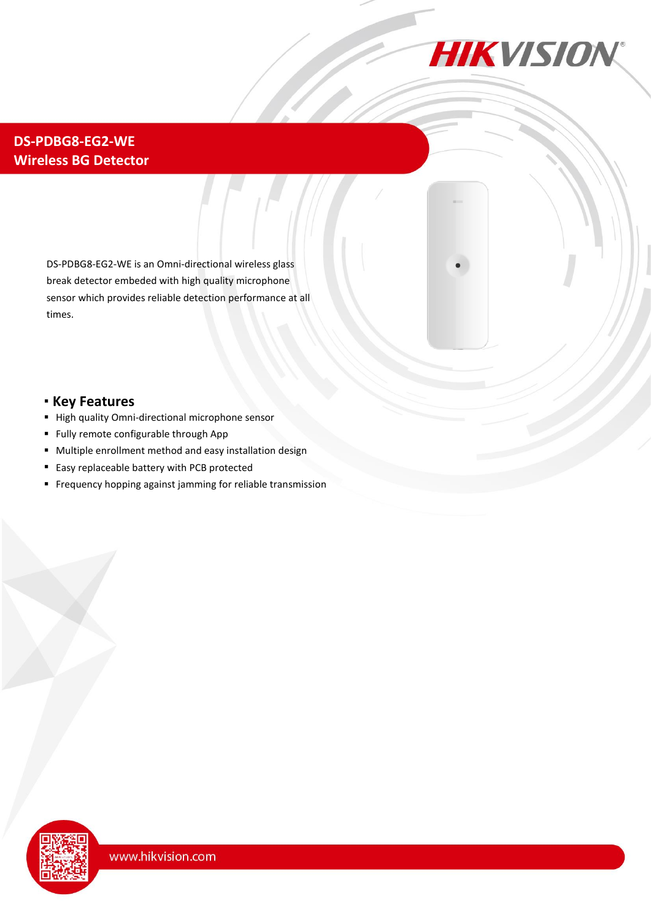# DS-PDBG8-EG2-WE
## Wireless BG Detector

DS-PDBG8-EG2-WE is an Omni-directional wireless glass break detector embeded with high quality microphone sensor which provides reliable detection performance at all times.

## Key Features

- High quality Omni-directional microphone sensor
- Fully remote configurable through App
- Multiple enrollment method and easy installation design
- Easy replaceable battery with PCB protected
- Frequency hopping against jamming for reliable transmission

www.hikvision.com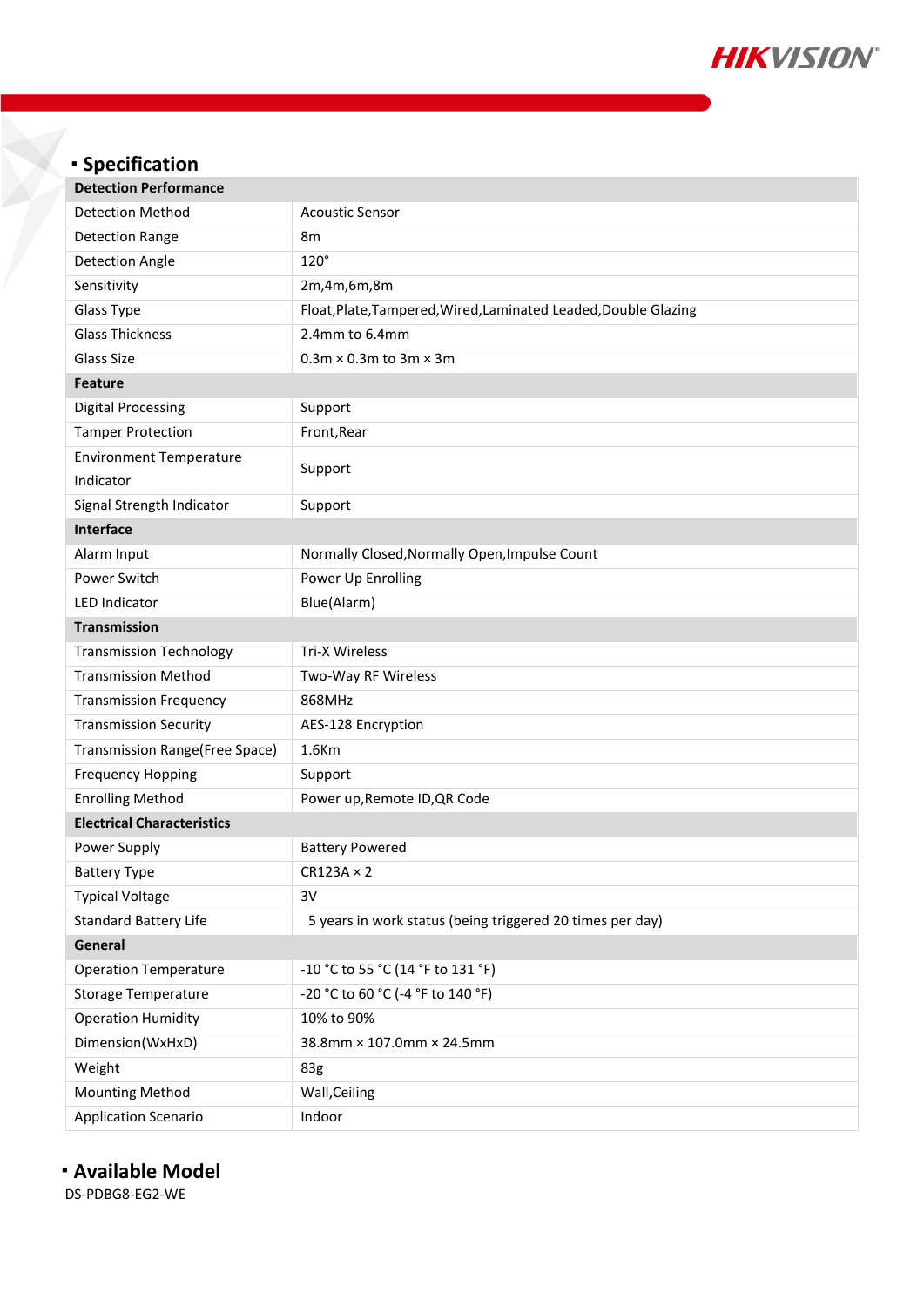## Specification

| Detection Performance | |
|---|---|
| Detection Method | Acoustic Sensor |
| Detection Range | 8m |
| Detection Angle | 120° |
| Sensitivity | 2m,4m,6m,8m |
| Glass Type | Float,Plate,Tampered,Wired,Laminated Leaded,Double Glazing |
| Glass Thickness | 2.4mm to 6.4mm |
| Glass Size | 0.3m × 0.3m to 3m × 3m |
| **Feature** | |
| Digital Processing | Support |
| Tamper Protection | Front,Rear |
| Environment Temperature Indicator | Support |
| Signal Strength Indicator | Support |
| **Interface** | |
| Alarm Input | Normally Closed,Normally Open,Impulse Count |
| Power Switch | Power Up Enrolling |
| LED Indicator | Blue(Alarm) |
| **Transmission** | |
| Transmission Technology | Tri-X Wireless |
| Transmission Method | Two-Way RF Wireless |
| Transmission Frequency | 868MHz |
| Transmission Security | AES-128 Encryption |
| Transmission Range(Free Space) | 1.6Km |
| Frequency Hopping | Support |
| Enrolling Method | Power up,Remote ID,QR Code |
| **Electrical Characteristics** | |
| Power Supply | Battery Powered |
| Battery Type | CR123A × 2 |
| Typical Voltage | 3V |
| Standard Battery Life | 5 years in work status (being triggered 20 times per day) |
| **General** | |
| Operation Temperature | -10 °C to 55 °C (14 °F to 131 °F) |
| Storage Temperature | -20 °C to 60 °C (-4 °F to 140 °F) |
| Operation Humidity | 10% to 90% |
| Dimension(WxHxD) | 38.8mm × 107.0mm × 24.5mm |
| Weight | 83g |
| Mounting Method | Wall,Ceiling |
| Application Scenario | Indoor |

## Available Model

DS-PDBG8-EG2-WE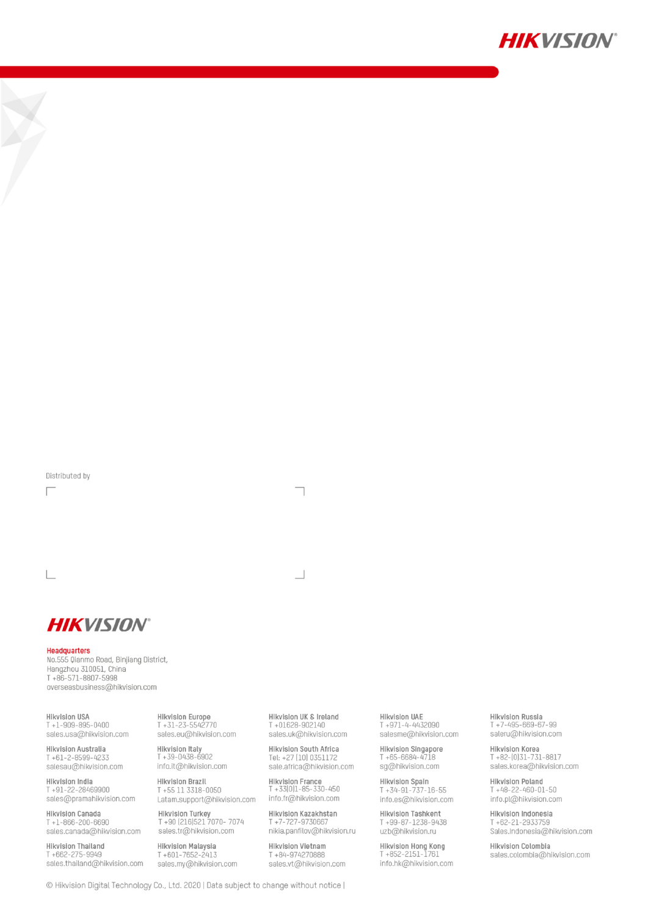Distributed by

**HIKVISION**

**Headquarters**
No.555 Qianmo Road, Binjiang District,
Hangzhou 310051, China
T +86-571-8807-5998
overseasbusiness@hikvision.com

**Hikvision USA**
T +1-909-895-0400
sales.usa@hikvision.com

**Hikvision Australia**
T +61-2-8599-4233
salesau@hikvision.com

**Hikvision India**
T +91-22-28469900
sales@pramahikvision.com

**Hikvision Canada**
T +1-866-200-6690
sales.canada@hikvision.com

**Hikvision Thailand**
T +662-275-9949
sales.thailand@hikvision.com

**Hikvision Europe**
T +31-23-5542770
sales.eu@hikvision.com

**Hikvision Italy**
T +39-0438-6902
info.it@hikvision.com

**Hikvision Brazil**
T +55 11 3318-0050
Latam.support@hikvision.com

**Hikvision Turkey**
T +90 (216)521 7070- 7074
sales.tr@hikvision.com

**Hikvision Malaysia**
T +601-7652-2413
sales.my@hikvision.com

**Hikvision UK & Ireland**
T +01628-902140
sales.uk@hikvision.com

**Hikvision South Africa**
Tel: +27 (10) 0351172
sale.africa@hikvision.com

**Hikvision France**
T +33(0)1-85-330-450
info.fr@hikvision.com

**Hikvision Kazakhstan**
T +7-727-9730667
nikia.panfilov@hikvision.ru

**Hikvision Vietnam**
T +84-974270888
sales.vt@hikvision.com

**Hikvision UAE**
T +971-4-4432090
salesme@hikvision.com

**Hikvision Singapore**
T +65-6684-4718
sg@hikvision.com

**Hikvision Spain**
T +34-91-737-16-55
info.es@hikvision.com

**Hikvision Tashkent**
T +99-87-1238-9438
uzb@hikvision.ru

**Hikvision Hong Kong**
T +852-2151-1761
info.hk@hikvision.com

**Hikvision Russia**
T +7-495-669-67-99
saleru@hikvision.com

**Hikvision Korea**
T +82-(0)31-731-8817
sales.korea@hikvision.com

**Hikvision Poland**
T +48-22-460-01-50
info.pl@hikvision.com

**Hikvision Indonesia**
T +62-21-2933759
Sales.Indonesia@hikvision.com

**Hikvision Colombia**
sales.colombia@hikvision.com

© Hikvision Digital Technology Co., Ltd. 2020 | Data subject to change without notice |